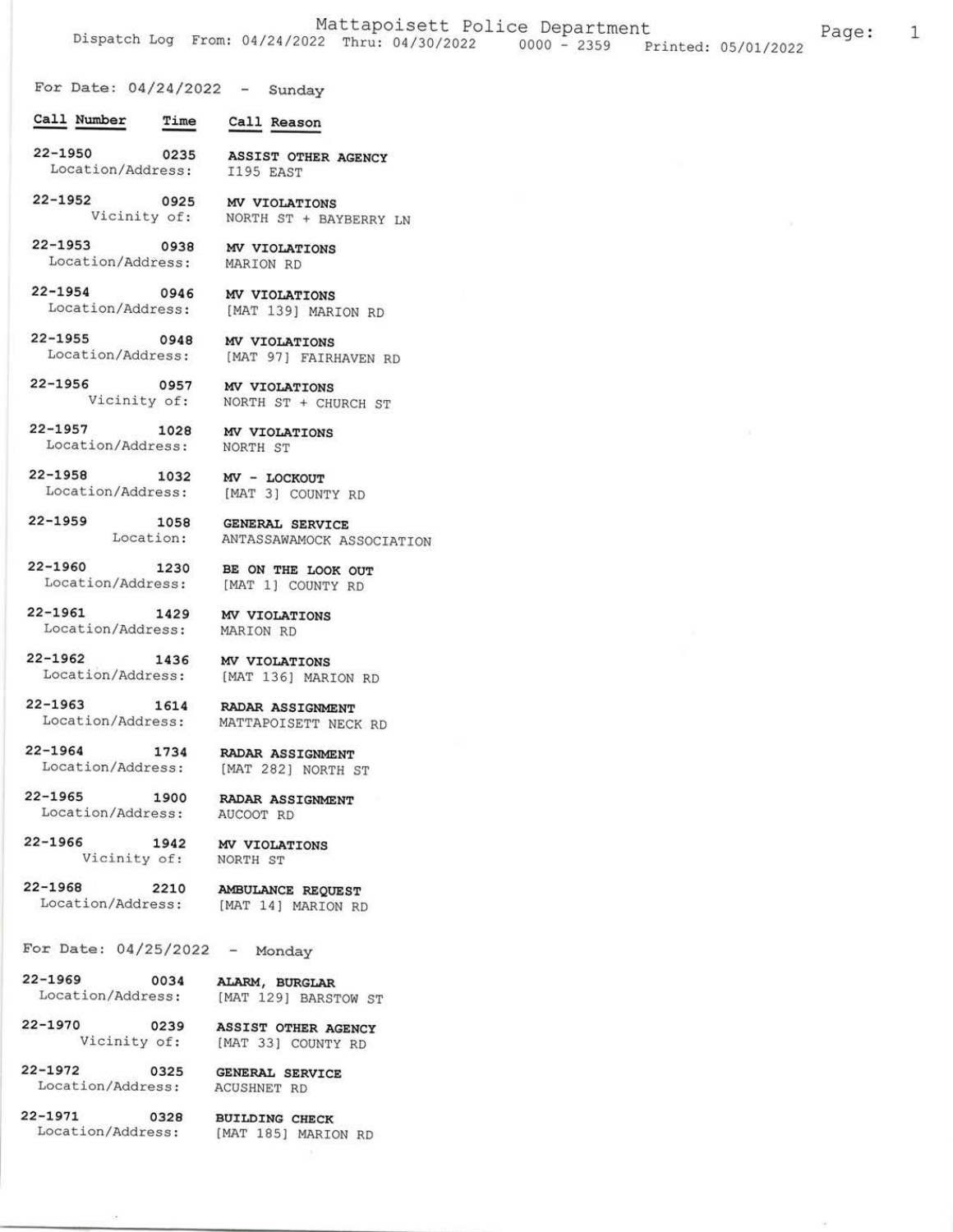# Mattapoisett Police Department

Dispatch Log From: 04/24/2022 Thru: 04/30/2022 0000 - 2359 Printed: 05/01/2022

## For Date: 04/24/2022 - Sunday

| Call Number | Time | Call Reason |
|---|---|---|
| 22-1950 | 0235 | ASSIST OTHER AGENCY |
| Location/Address: | | I195 EAST |
| 22-1952 | 0925 | MV VIOLATIONS |
| Vicinity of: | | NORTH ST + BAYBERRY LN |
| 22-1953 | 0938 | MV VIOLATIONS |
| Location/Address: | | MARION RD |
| 22-1954 | 0946 | MV VIOLATIONS |
| Location/Address: | | [MAT 139] MARION RD |
| 22-1955 | 0948 | MV VIOLATIONS |
| Location/Address: | | [MAT 97] FAIRHAVEN RD |
| 22-1956 | 0957 | MV VIOLATIONS |
| Vicinity of: | | NORTH ST + CHURCH ST |
| 22-1957 | 1028 | MV VIOLATIONS |
| Location/Address: | | NORTH ST |
| 22-1958 | 1032 | MV - LOCKOUT |
| Location/Address: | | [MAT 3] COUNTY RD |
| 22-1959 | 1058 | GENERAL SERVICE |
| Location: | | ANTASSAWAMOCK ASSOCIATION |
| 22-1960 | 1230 | BE ON THE LOOK OUT |
| Location/Address: | | [MAT 1] COUNTY RD |
| 22-1961 | 1429 | MV VIOLATIONS |
| Location/Address: | | MARION RD |
| 22-1962 | 1436 | MV VIOLATIONS |
| Location/Address: | | [MAT 136] MARION RD |
| 22-1963 | 1614 | RADAR ASSIGNMENT |
| Location/Address: | | MATTAPOISETT NECK RD |
| 22-1964 | 1734 | RADAR ASSIGNMENT |
| Location/Address: | | [MAT 282] NORTH ST |
| 22-1965 | 1900 | RADAR ASSIGNMENT |
| Location/Address: | | AUCOOT RD |
| 22-1966 | 1942 | MV VIOLATIONS |
| Vicinity of: | | NORTH ST |
| 22-1968 | 2210 | AMBULANCE REQUEST |
| Location/Address: | | [MAT 14] MARION RD |

## For Date: 04/25/2022 - Monday

| Call Number | Time | Call Reason |
|---|---|---|
| 22-1969 | 0034 | ALARM, BURGLAR |
| Location/Address: | | [MAT 129] BARSTOW ST |
| 22-1970 | 0239 | ASSIST OTHER AGENCY |
| Vicinity of: | | [MAT 33] COUNTY RD |
| 22-1972 | 0325 | GENERAL SERVICE |
| Location/Address: | | ACUSHNET RD |
| 22-1971 | 0328 | BUILDING CHECK |
| Location/Address: | | [MAT 185] MARION RD |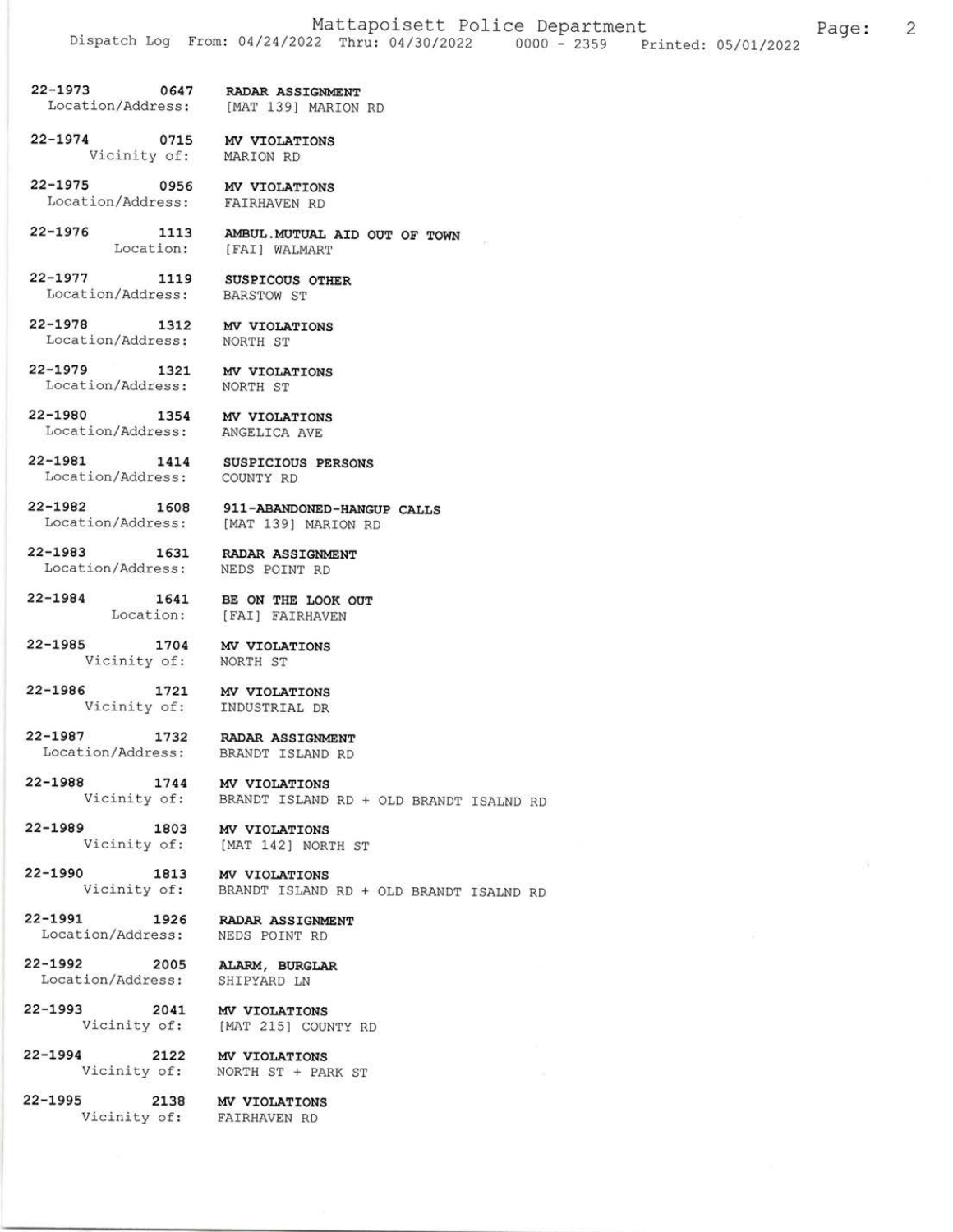22-1973 0647 **RADAR ASSIGNMENT**
Location/Address: [MAT 139] MARION RD

22-1974 0715 **MV VIOLATIONS**
Vicinity of: MARION RD

22-1975 0956 **MV VIOLATIONS**
Location/Address: FAIRHAVEN RD

22-1976 1113 **AMBUL.MUTUAL AID OUT OF TOWN**
Location: [FAI] WALMART

22-1977 1119 **SUSPICOUS OTHER**
Location/Address: BARSTOW ST

22-1978 1312 **MV VIOLATIONS**
Location/Address: NORTH ST

22-1979 1321 **MV VIOLATIONS**
Location/Address: NORTH ST

22-1980 1354 **MV VIOLATIONS**
Location/Address: ANGELICA AVE

22-1981 1414 **SUSPICIOUS PERSONS**
Location/Address: COUNTY RD

22-1982 1608 **911-ABANDONED-HANGUP CALLS**
Location/Address: [MAT 139] MARION RD

22-1983 1631 **RADAR ASSIGNMENT**
Location/Address: NEDS POINT RD

22-1984 1641 **BE ON THE LOOK OUT**
Location: [FAI] FAIRHAVEN

22-1985 1704 **MV VIOLATIONS**
Vicinity of: NORTH ST

22-1986 1721 **MV VIOLATIONS**
Vicinity of: INDUSTRIAL DR

22-1987 1732 **RADAR ASSIGNMENT**
Location/Address: BRANDT ISLAND RD

22-1988 1744 **MV VIOLATIONS**
Vicinity of: BRANDT ISLAND RD + OLD BRANDT ISALND RD

22-1989 1803 **MV VIOLATIONS**
Vicinity of: [MAT 142] NORTH ST

22-1990 1813 **MV VIOLATIONS**
Vicinity of: BRANDT ISLAND RD + OLD BRANDT ISALND RD

22-1991 1926 **RADAR ASSIGNMENT**
Location/Address: NEDS POINT RD

22-1992 2005 **ALARM, BURGLAR**
Location/Address: SHIPYARD LN

22-1993 2041 **MV VIOLATIONS**
Vicinity of: [MAT 215] COUNTY RD

22-1994 2122 **MV VIOLATIONS**
Vicinity of: NORTH ST + PARK ST

22-1995 2138 **MV VIOLATIONS**
Vicinity of: FAIRHAVEN RD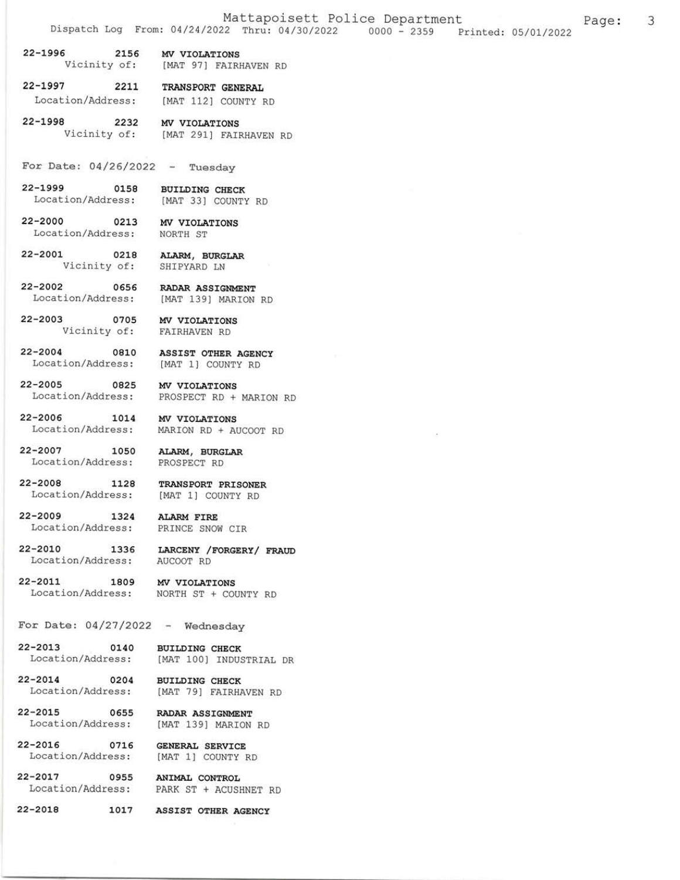22-1996 2156 MV VIOLATIONS
Vicinity of: [MAT 97] FAIRHAVEN RD

22-1997 2211 TRANSPORT GENERAL
Location/Address: [MAT 112] COUNTY RD

22-1998 2232 MV VIOLATIONS
Vicinity of: [MAT 291] FAIRHAVEN RD

For Date: 04/26/2022 - Tuesday

22-1999 0158 BUILDING CHECK
Location/Address: [MAT 33] COUNTY RD

22-2000 0213 MV VIOLATIONS
Location/Address: NORTH ST

22-2001 0218 ALARM, BURGLAR
Vicinity of: SHIPYARD LN

22-2002 0656 RADAR ASSIGNMENT
Location/Address: [MAT 139] MARION RD

22-2003 0705 MV VIOLATIONS
Vicinity of: FAIRHAVEN RD

22-2004 0810 ASSIST OTHER AGENCY
Location/Address: [MAT 1] COUNTY RD

22-2005 0825 MV VIOLATIONS
Location/Address: PROSPECT RD + MARION RD

22-2006 1014 MV VIOLATIONS
Location/Address: MARION RD + AUCOOT RD

22-2007 1050 ALARM, BURGLAR
Location/Address: PROSPECT RD

22-2008 1128 TRANSPORT PRISONER
Location/Address: [MAT 1] COUNTY RD

22-2009 1324 ALARM FIRE
Location/Address: PRINCE SNOW CIR

22-2010 1336 LARCENY /FORGERY/ FRAUD
Location/Address: AUCOOT RD

22-2011 1809 MV VIOLATIONS
Location/Address: NORTH ST + COUNTY RD

For Date: 04/27/2022 - Wednesday

22-2013 0140 BUILDING CHECK
Location/Address: [MAT 100] INDUSTRIAL DR

22-2014 0204 BUILDING CHECK
Location/Address: [MAT 79] FAIRHAVEN RD

22-2015 0655 RADAR ASSIGNMENT
Location/Address: [MAT 139] MARION RD

22-2016 0716 GENERAL SERVICE
Location/Address: [MAT 1] COUNTY RD

22-2017 0955 ANIMAL CONTROL
Location/Address: PARK ST + ACUSHNET RD

22-2018 1017 ASSIST OTHER AGENCY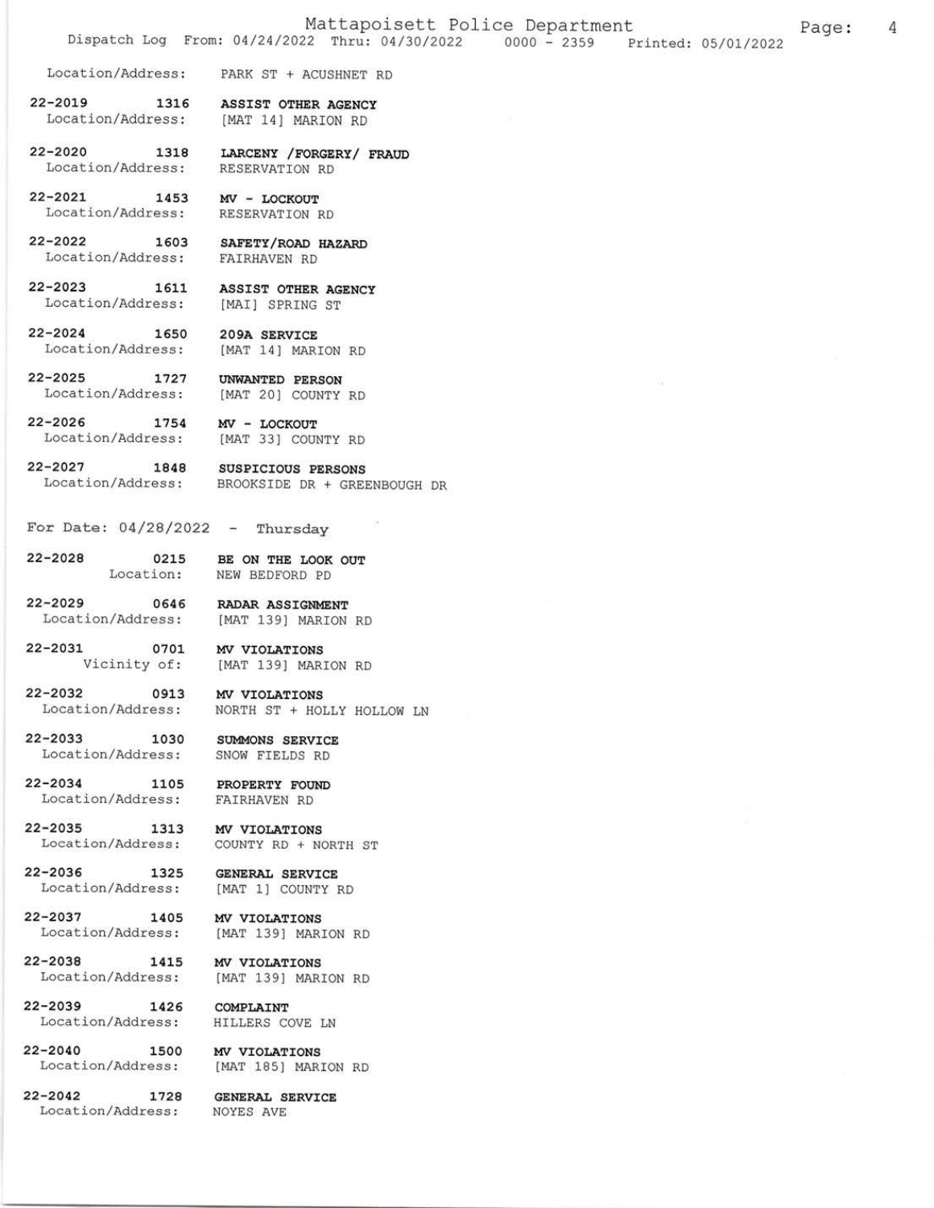Location/Address: PARK ST + ACUSHNET RD

22-2019 1316 **ASSIST OTHER AGENCY**
Location/Address: [MAT 14] MARION RD

22-2020 1318 **LARCENY /FORGERY/ FRAUD**
Location/Address: RESERVATION RD

22-2021 1453 **MV - LOCKOUT**
Location/Address: RESERVATION RD

22-2022 1603 **SAFETY/ROAD HAZARD**
Location/Address: FAIRHAVEN RD

22-2023 1611 **ASSIST OTHER AGENCY**
Location/Address: [MAI] SPRING ST

22-2024 1650 **209A SERVICE**
Location/Address: [MAT 14] MARION RD

22-2025 1727 **UNWANTED PERSON**
Location/Address: [MAT 20] COUNTY RD

22-2026 1754 **MV - LOCKOUT**
Location/Address: [MAT 33] COUNTY RD

22-2027 1848 **SUSPICIOUS PERSONS**
Location/Address: BROOKSIDE DR + GREENBOUGH DR

For Date: 04/28/2022 - Thursday

22-2028 0215 **BE ON THE LOOK OUT**
Location: NEW BEDFORD PD

22-2029 0646 **RADAR ASSIGNMENT**
Location/Address: [MAT 139] MARION RD

22-2031 0701 **MV VIOLATIONS**
Vicinity of: [MAT 139] MARION RD

22-2032 0913 **MV VIOLATIONS**
Location/Address: NORTH ST + HOLLY HOLLOW LN

22-2033 1030 **SUMMONS SERVICE**
Location/Address: SNOW FIELDS RD

22-2034 1105 **PROPERTY FOUND**
Location/Address: FAIRHAVEN RD

22-2035 1313 **MV VIOLATIONS**
Location/Address: COUNTY RD + NORTH ST

22-2036 1325 **GENERAL SERVICE**
Location/Address: [MAT 1] COUNTY RD

22-2037 1405 **MV VIOLATIONS**
Location/Address: [MAT 139] MARION RD

22-2038 1415 **MV VIOLATIONS**
Location/Address: [MAT 139] MARION RD

22-2039 1426 **COMPLAINT**
Location/Address: HILLERS COVE LN

22-2040 1500 **MV VIOLATIONS**
Location/Address: [MAT 185] MARION RD

22-2042 1728 **GENERAL SERVICE**
Location/Address: NOYES AVE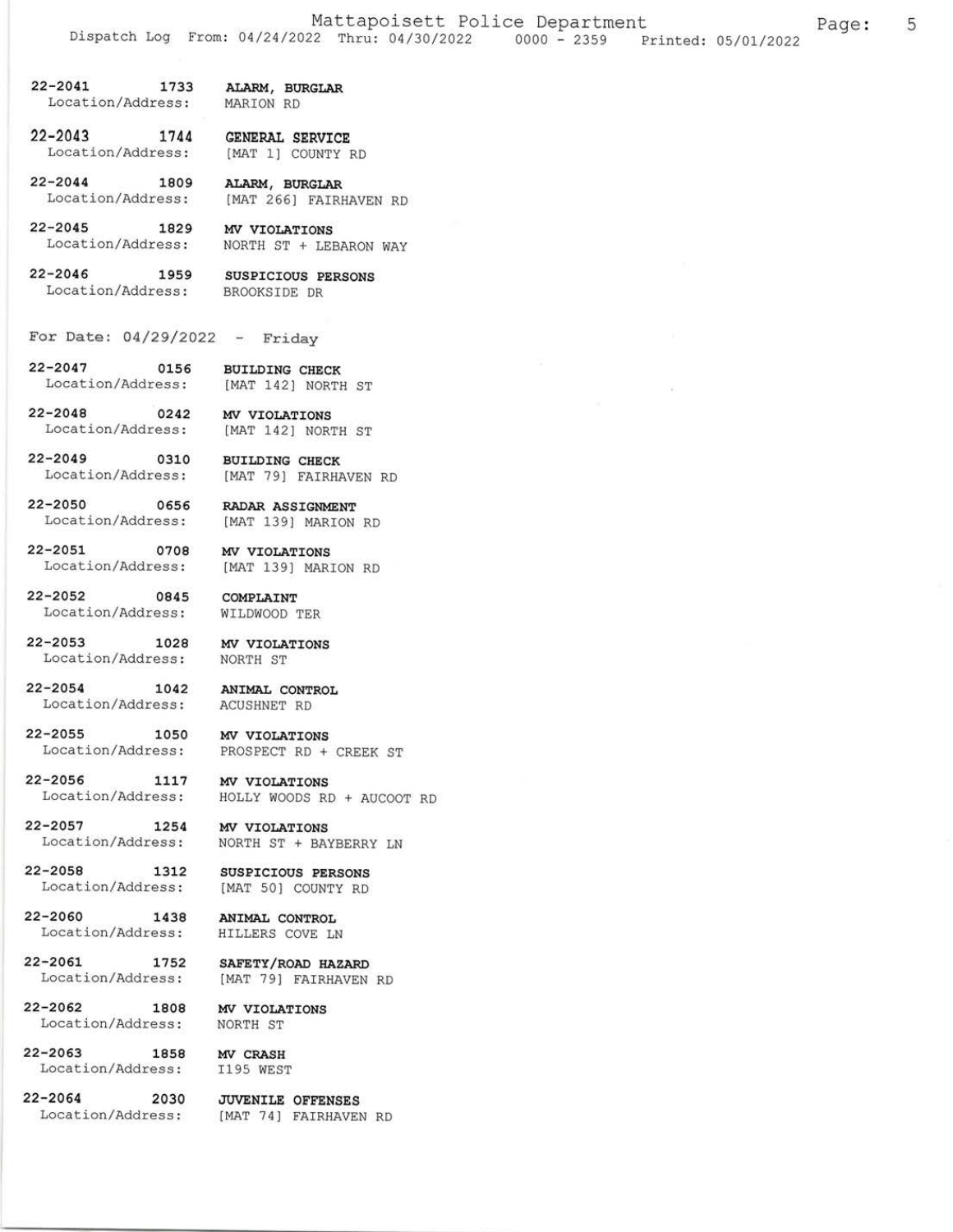22-2041 1733 **ALARM, BURGLAR**
Location/Address: MARION RD

22-2043 1744 **GENERAL SERVICE**
Location/Address: [MAT 1] COUNTY RD

22-2044 1809 **ALARM, BURGLAR**
Location/Address: [MAT 266] FAIRHAVEN RD

22-2045 1829 **MV VIOLATIONS**
Location/Address: NORTH ST + LEBARON WAY

22-2046 1959 **SUSPICIOUS PERSONS**
Location/Address: BROOKSIDE DR

For Date: 04/29/2022 - Friday

22-2047 0156 **BUILDING CHECK**
Location/Address: [MAT 142] NORTH ST

22-2048 0242 **MV VIOLATIONS**
Location/Address: [MAT 142] NORTH ST

22-2049 0310 **BUILDING CHECK**
Location/Address: [MAT 79] FAIRHAVEN RD

22-2050 0656 **RADAR ASSIGNMENT**
Location/Address: [MAT 139] MARION RD

22-2051 0708 **MV VIOLATIONS**
Location/Address: [MAT 139] MARION RD

22-2052 0845 **COMPLAINT**
Location/Address: WILDWOOD TER

22-2053 1028 **MV VIOLATIONS**
Location/Address: NORTH ST

22-2054 1042 **ANIMAL CONTROL**
Location/Address: ACUSHNET RD

22-2055 1050 **MV VIOLATIONS**
Location/Address: PROSPECT RD + CREEK ST

22-2056 1117 **MV VIOLATIONS**
Location/Address: HOLLY WOODS RD + AUCOOT RD

22-2057 1254 **MV VIOLATIONS**
Location/Address: NORTH ST + BAYBERRY LN

22-2058 1312 **SUSPICIOUS PERSONS**
Location/Address: [MAT 50] COUNTY RD

22-2060 1438 **ANIMAL CONTROL**
Location/Address: HILLERS COVE LN

22-2061 1752 **SAFETY/ROAD HAZARD**
Location/Address: [MAT 79] FAIRHAVEN RD

22-2062 1808 **MV VIOLATIONS**
Location/Address: NORTH ST

22-2063 1858 **MV CRASH**
Location/Address: I195 WEST

22-2064 2030 **JUVENILE OFFENSES**
Location/Address: [MAT 74] FAIRHAVEN RD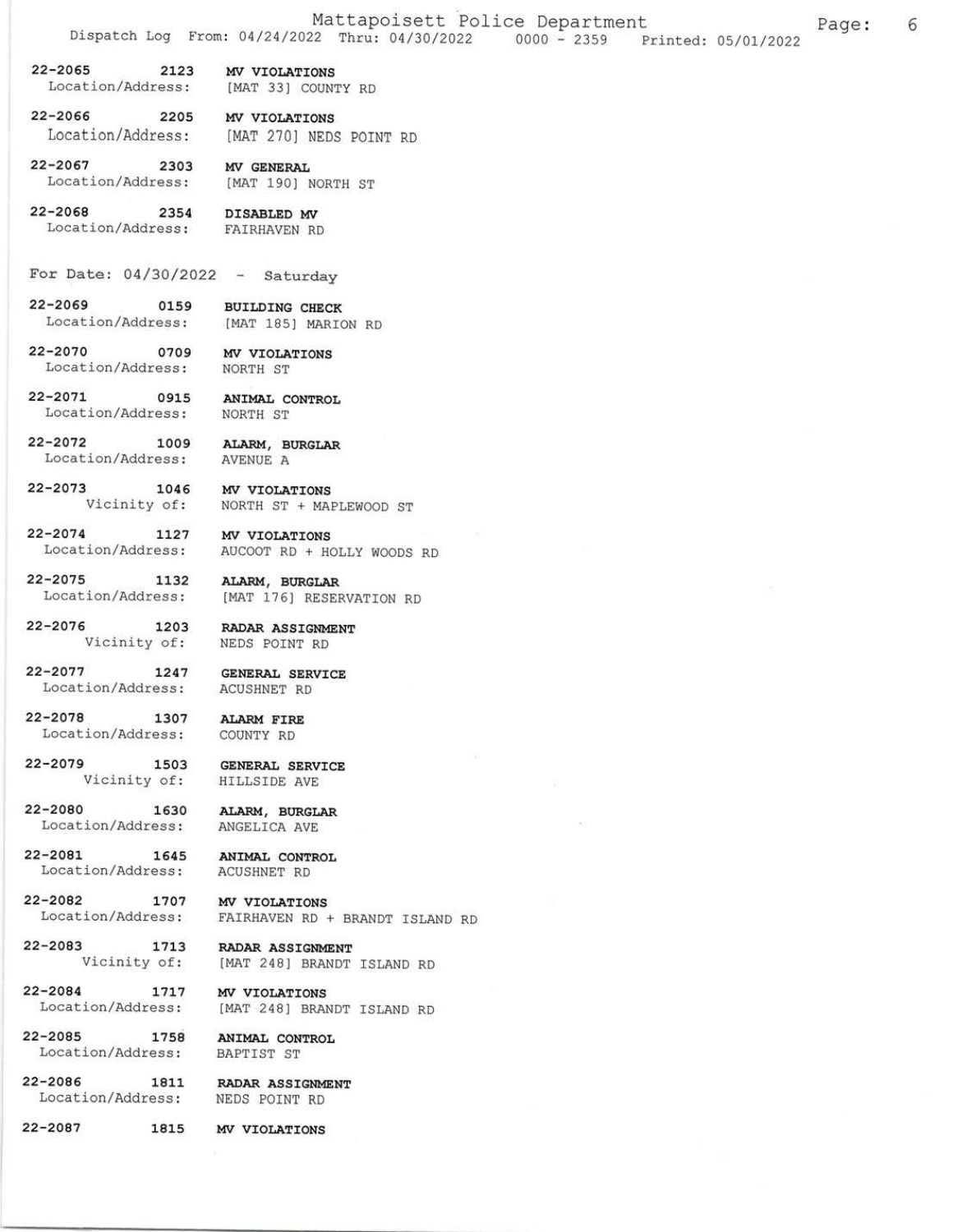22-2065 2123 **MV VIOLATIONS**
Location/Address: [MAT 33] COUNTY RD

22-2066 2205 **MV VIOLATIONS**
Location/Address: [MAT 270] NEDS POINT RD

22-2067 2303 **MV GENERAL**
Location/Address: [MAT 190] NORTH ST

22-2068 2354 **DISABLED MV**
Location/Address: FAIRHAVEN RD

For Date: 04/30/2022 - Saturday

22-2069 0159 **BUILDING CHECK**
Location/Address: [MAT 185] MARION RD

22-2070 0709 **MV VIOLATIONS**
Location/Address: NORTH ST

22-2071 0915 **ANIMAL CONTROL**
Location/Address: NORTH ST

22-2072 1009 **ALARM, BURGLAR**
Location/Address: AVENUE A

22-2073 1046 **MV VIOLATIONS**
Vicinity of: NORTH ST + MAPLEWOOD ST

22-2074 1127 **MV VIOLATIONS**
Location/Address: AUCOOT RD + HOLLY WOODS RD

22-2075 1132 **ALARM, BURGLAR**
Location/Address: [MAT 176] RESERVATION RD

22-2076 1203 **RADAR ASSIGNMENT**
Vicinity of: NEDS POINT RD

22-2077 1247 **GENERAL SERVICE**
Location/Address: ACUSHNET RD

22-2078 1307 **ALARM FIRE**
Location/Address: COUNTY RD

22-2079 1503 **GENERAL SERVICE**
Vicinity of: HILLSIDE AVE

22-2080 1630 **ALARM, BURGLAR**
Location/Address: ANGELICA AVE

22-2081 1645 **ANIMAL CONTROL**
Location/Address: ACUSHNET RD

22-2082 1707 **MV VIOLATIONS**
Location/Address: FAIRHAVEN RD + BRANDT ISLAND RD

22-2083 1713 **RADAR ASSIGNMENT**
Vicinity of: [MAT 248] BRANDT ISLAND RD

22-2084 1717 **MV VIOLATIONS**
Location/Address: [MAT 248] BRANDT ISLAND RD

22-2085 1758 **ANIMAL CONTROL**
Location/Address: BAPTIST ST

22-2086 1811 **RADAR ASSIGNMENT**
Location/Address: NEDS POINT RD

22-2087 1815 **MV VIOLATIONS**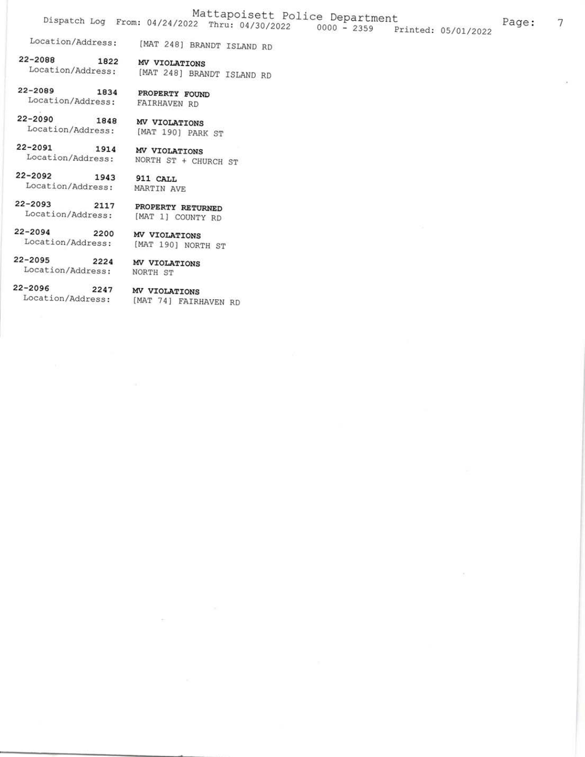Location/Address: [MAT 248] BRANDT ISLAND RD

**22-2088** 1822 **MV VIOLATIONS**
Location/Address: [MAT 248] BRANDT ISLAND RD

**22-2089** 1834 **PROPERTY FOUND**
Location/Address: FAIRHAVEN RD

**22-2090** 1848 **MV VIOLATIONS**
Location/Address: [MAT 190] PARK ST

**22-2091** 1914 **MV VIOLATIONS**
Location/Address: NORTH ST + CHURCH ST

**22-2092** 1943 **911 CALL**
Location/Address: MARTIN AVE

**22-2093** 2117 **PROPERTY RETURNED**
Location/Address: [MAT 1] COUNTY RD

**22-2094** 2200 **MV VIOLATIONS**
Location/Address: [MAT 190] NORTH ST

**22-2095** 2224 **MV VIOLATIONS**
Location/Address: NORTH ST

**22-2096** 2247 **MV VIOLATIONS**
Location/Address: [MAT 74] FAIRHAVEN RD